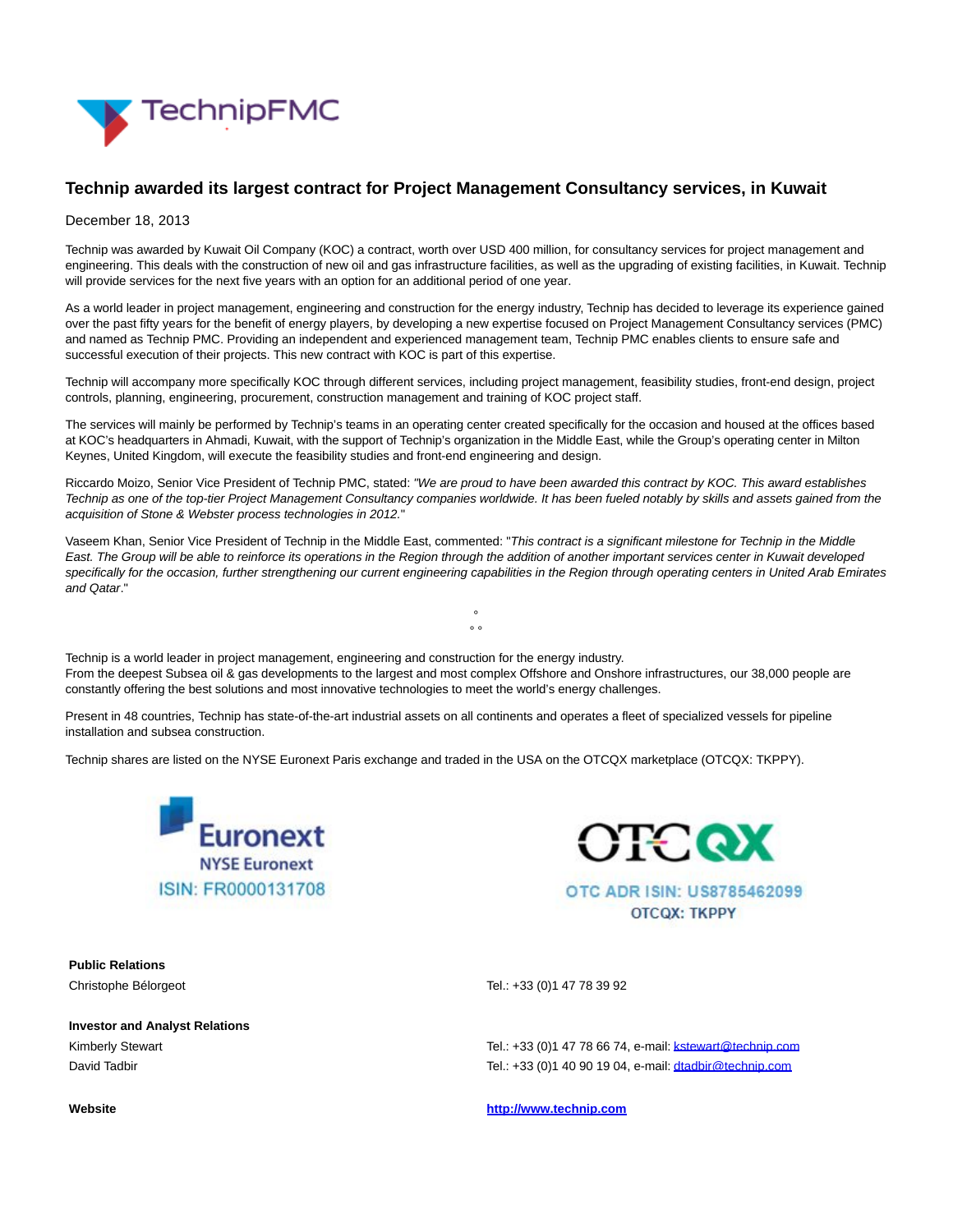TechnipFMC

# Technip awarded its largest contract for Project Management Consultancy services, in Kuwait

December 18, 2013

Technip was awarded by Kuwait Oil Company (KOC) a contract, worth over USD 400 million, for consultancy services for project management and engineering. This deals with the construction of new oil and gas infrastructure facilities, as well as the upgrading of existing facilities, in Kuwait. Technip will provide services for the next five years with an option for an additional period of one year.

As a world leader in project management, engineering and construction for the energy industry, Technip has decided to leverage its experience gained over the past fifty years for the benefit of energy players, by developing a new expertise focused on Project Management Consultancy services (PMC) and named as Technip PMC. Providing an independent and experienced management team, Technip PMC enables clients to ensure safe and successful execution of their projects. This new contract with KOC is part of this expertise.

Technip will accompany more specifically KOC through different services, including project management, feasibility studies, front-end design, project controls, planning, engineering, procurement, construction management and training of KOC project staff.

The services will mainly be performed by Technip's teams in an operating center created specifically for the occasion and housed at the offices based at KOC's headquarters in Ahmadi, Kuwait, with the support of Technip's organization in the Middle East, while the Group's operating center in Milton Keynes, United Kingdom, will execute the feasibility studies and front-end engineering and design.

Riccardo Moizo, Senior Vice President of Technip PMC, stated: *"We are proud to have been awarded this contract by KOC. This award establishes Technip as one of the top-tier Project Management Consultancy companies worldwide. It has been fueled notably by skills and assets gained from the acquisition of Stone & Webster process technologies in 2012.*"

Vaseem Khan, Senior Vice President of Technip in the Middle East, commented: "*This contract is a significant milestone for Technip in the Middle East. The Group will be able to reinforce its operations in the Region through the addition of another important services center in Kuwait developed specifically for the occasion, further strengthening our current engineering capabilities in the Region through operating centers in United Arab Emirates and Qatar*."

°
° °

Technip is a world leader in project management, engineering and construction for the energy industry.
From the deepest Subsea oil & gas developments to the largest and most complex Offshore and Onshore infrastructures, our 38,000 people are constantly offering the best solutions and most innovative technologies to meet the world's energy challenges.

Present in 48 countries, Technip has state-of-the-art industrial assets on all continents and operates a fleet of specialized vessels for pipeline installation and subsea construction.

Technip shares are listed on the NYSE Euronext Paris exchange and traded in the USA on the OTCQX marketplace (OTCQX: TKPPY).

Euronext
NYSE Euronext
ISIN: FR0000131708

OTCQX
OTC ADR ISIN: US8785462099
OTCQX: TKPPY

**Public Relations**
Christophe Bélorgeot — Tel.: +33 (0)1 47 78 39 92

**Investor and Analyst Relations**
Kimberly Stewart — Tel.: +33 (0)1 47 78 66 74, e-mail: kstewart@technip.com
David Tadbir — Tel.: +33 (0)1 40 90 19 04, e-mail: dtadbir@technip.com

**Website** — http://www.technip.com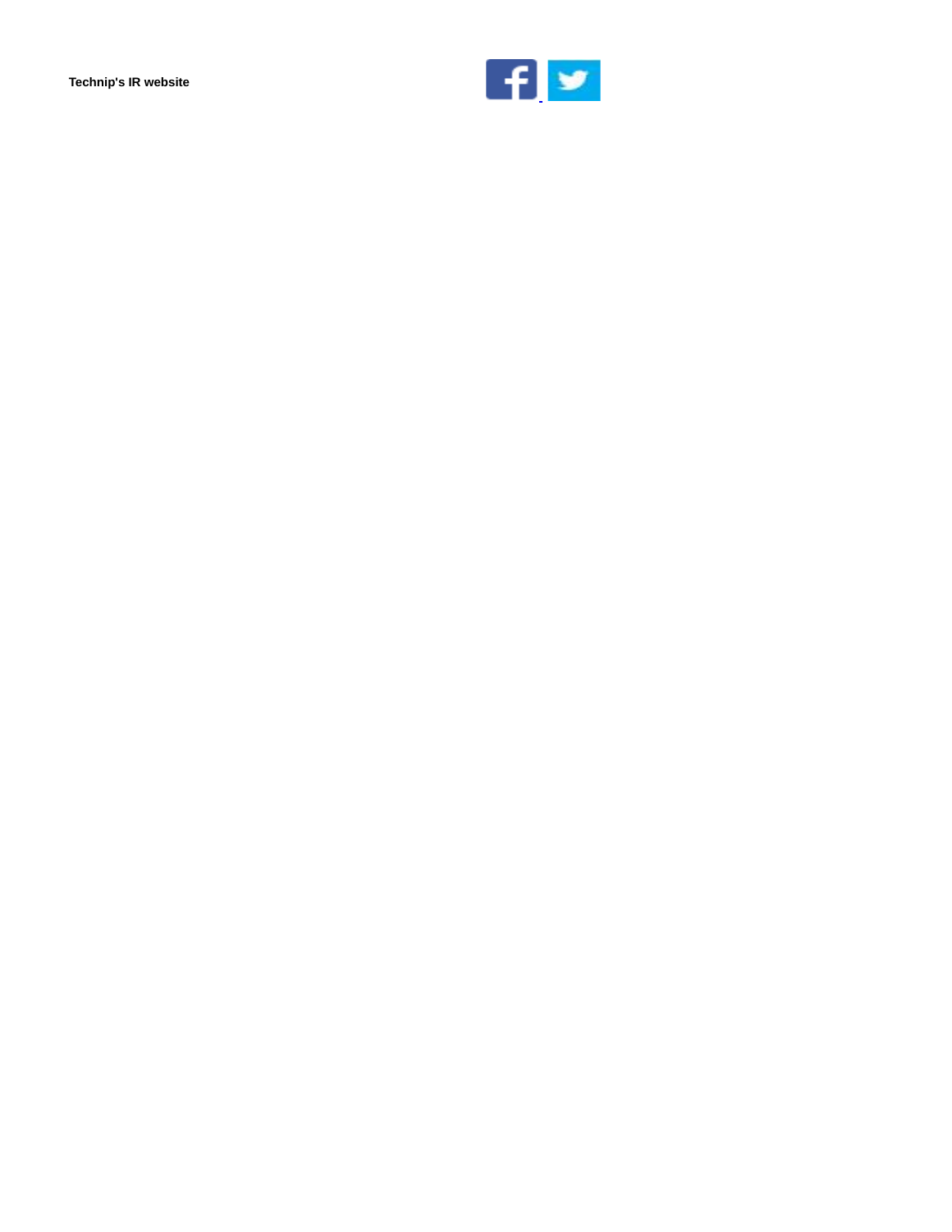**Technip's IR website**